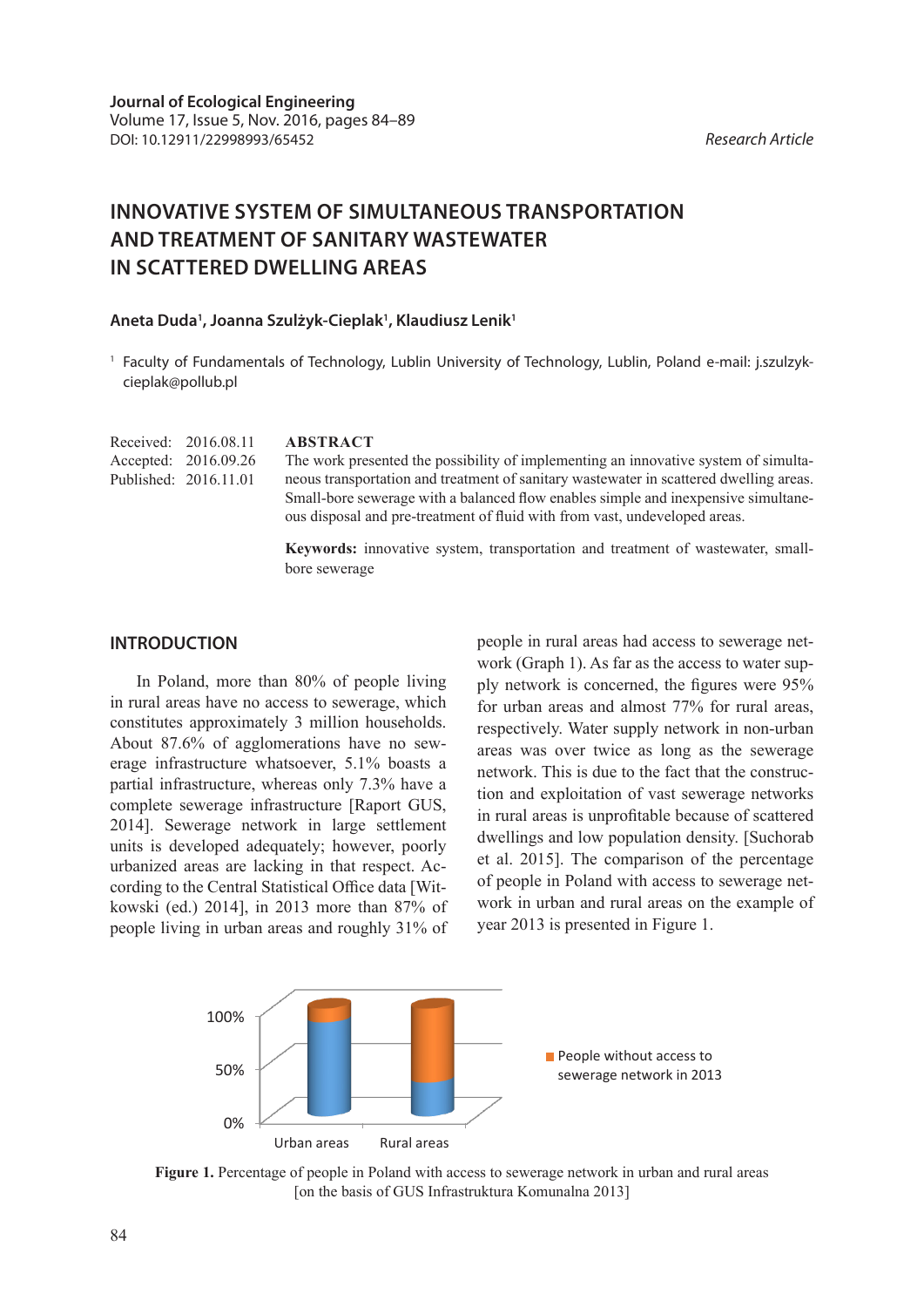Journal of Ecological Engineering
Volume 17, Issue 5, Nov. 2016, pages 84–89
DOI: 10.12911/22998993/65452

*Research Article*

# INNOVATIVE SYSTEM OF SIMULTANEOUS TRANSPORTATION AND TREATMENT OF SANITARY WASTEWATER IN SCATTERED DWELLING AREAS

**Aneta Duda[1], Joanna Szulżyk-Cieplak[1], Klaudiusz Lenik[1]**

[1] Faculty of Fundamentals of Technology, Lublin University of Technology, Lublin, Poland e-mail: j.szulzyk-cieplak@pollub.pl

Received: 2016.08.11
Accepted: 2016.09.26
Published: 2016.11.01

## ABSTRACT

The work presented the possibility of implementing an innovative system of simultaneous transportation and treatment of sanitary wastewater in scattered dwelling areas. Small-bore sewerage with a balanced flow enables simple and inexpensive simultaneous disposal and pre-treatment of fluid with from vast, undeveloped areas.

**Keywords:** innovative system, transportation and treatment of wastewater, small-bore sewerage

## INTRODUCTION

In Poland, more than 80% of people living in rural areas have no access to sewerage, which constitutes approximately 3 million households. About 87.6% of agglomerations have no sewerage infrastructure whatsoever, 5.1% boasts a partial infrastructure, whereas only 7.3% have a complete sewerage infrastructure [Raport GUS, 2014]. Sewerage network in large settlement units is developed adequately; however, poorly urbanized areas are lacking in that respect. According to the Central Statistical Office data [Witkowski (ed.) 2014], in 2013 more than 87% of people living in urban areas and roughly 31% of people in rural areas had access to sewerage network (Graph 1). As far as the access to water supply network is concerned, the figures were 95% for urban areas and almost 77% for rural areas, respectively. Water supply network in non-urban areas was over twice as long as the sewerage network. This is due to the fact that the construction and exploitation of vast sewerage networks in rural areas is unprofitable because of scattered dwellings and low population density. [Suchorab et al. 2015]. The comparison of the percentage of people in Poland with access to sewerage network in urban and rural areas on the example of year 2013 is presented in Figure 1.

100%
50%
0%
Urban areas
Rural areas
People without access to sewerage network in 2013

**Figure 1.** Percentage of people in Poland with access to sewerage network in urban and rural areas [on the basis of GUS Infrastruktura Komunalna 2013]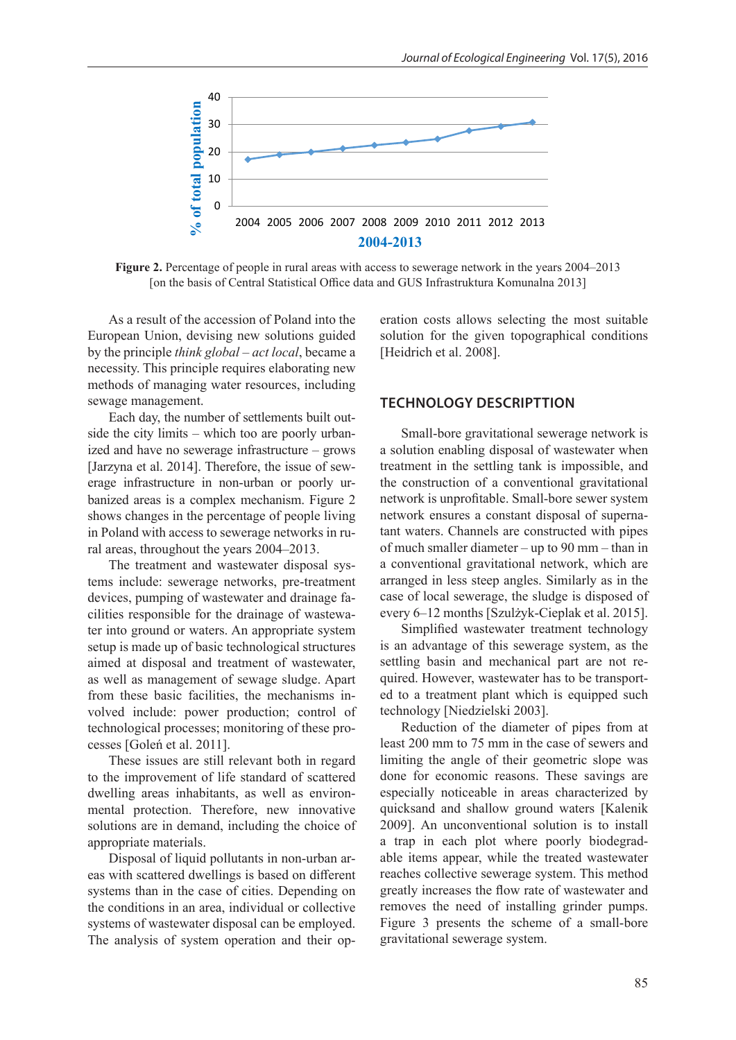**Figure 2.** Percentage of people in rural areas with access to sewerage network in the years 2004–2013 [on the basis of Central Statistical Office data and GUS Infrastruktura Komunalna 2013]

As a result of the accession of Poland into the European Union, devising new solutions guided by the principle *think global – act local*, became a necessity. This principle requires elaborating new methods of managing water resources, including sewage management.

Each day, the number of settlements built outside the city limits – which too are poorly urbanized and have no sewerage infrastructure – grows [Jarzyna et al. 2014]. Therefore, the issue of sewerage infrastructure in non-urban or poorly urbanized areas is a complex mechanism. Figure 2 shows changes in the percentage of people living in Poland with access to sewerage networks in rural areas, throughout the years 2004–2013.

The treatment and wastewater disposal systems include: sewerage networks, pre-treatment devices, pumping of wastewater and drainage facilities responsible for the drainage of wastewater into ground or waters. An appropriate system setup is made up of basic technological structures aimed at disposal and treatment of wastewater, as well as management of sewage sludge. Apart from these basic facilities, the mechanisms involved include: power production; control of technological processes; monitoring of these processes [Goleń et al. 2011].

These issues are still relevant both in regard to the improvement of life standard of scattered dwelling areas inhabitants, as well as environmental protection. Therefore, new innovative solutions are in demand, including the choice of appropriate materials.

Disposal of liquid pollutants in non-urban areas with scattered dwellings is based on different systems than in the case of cities. Depending on the conditions in an area, individual or collective systems of wastewater disposal can be employed. The analysis of system operation and their operation costs allows selecting the most suitable solution for the given topographical conditions [Heidrich et al. 2008].

## TECHNOLOGY DESCRIPTTION

Small-bore gravitational sewerage network is a solution enabling disposal of wastewater when treatment in the settling tank is impossible, and the construction of a conventional gravitational network is unprofitable. Small-bore sewer system network ensures a constant disposal of supernatant waters. Channels are constructed with pipes of much smaller diameter – up to 90 mm – than in a conventional gravitational network, which are arranged in less steep angles. Similarly as in the case of local sewerage, the sludge is disposed of every 6–12 months [Szulżyk-Cieplak et al. 2015].

Simplified wastewater treatment technology is an advantage of this sewerage system, as the settling basin and mechanical part are not required. However, wastewater has to be transported to a treatment plant which is equipped such technology [Niedzielski 2003].

Reduction of the diameter of pipes from at least 200 mm to 75 mm in the case of sewers and limiting the angle of their geometric slope was done for economic reasons. These savings are especially noticeable in areas characterized by quicksand and shallow ground waters [Kalenik 2009]. An unconventional solution is to install a trap in each plot where poorly biodegradable items appear, while the treated wastewater reaches collective sewerage system. This method greatly increases the flow rate of wastewater and removes the need of installing grinder pumps. Figure 3 presents the scheme of a small-bore gravitational sewerage system.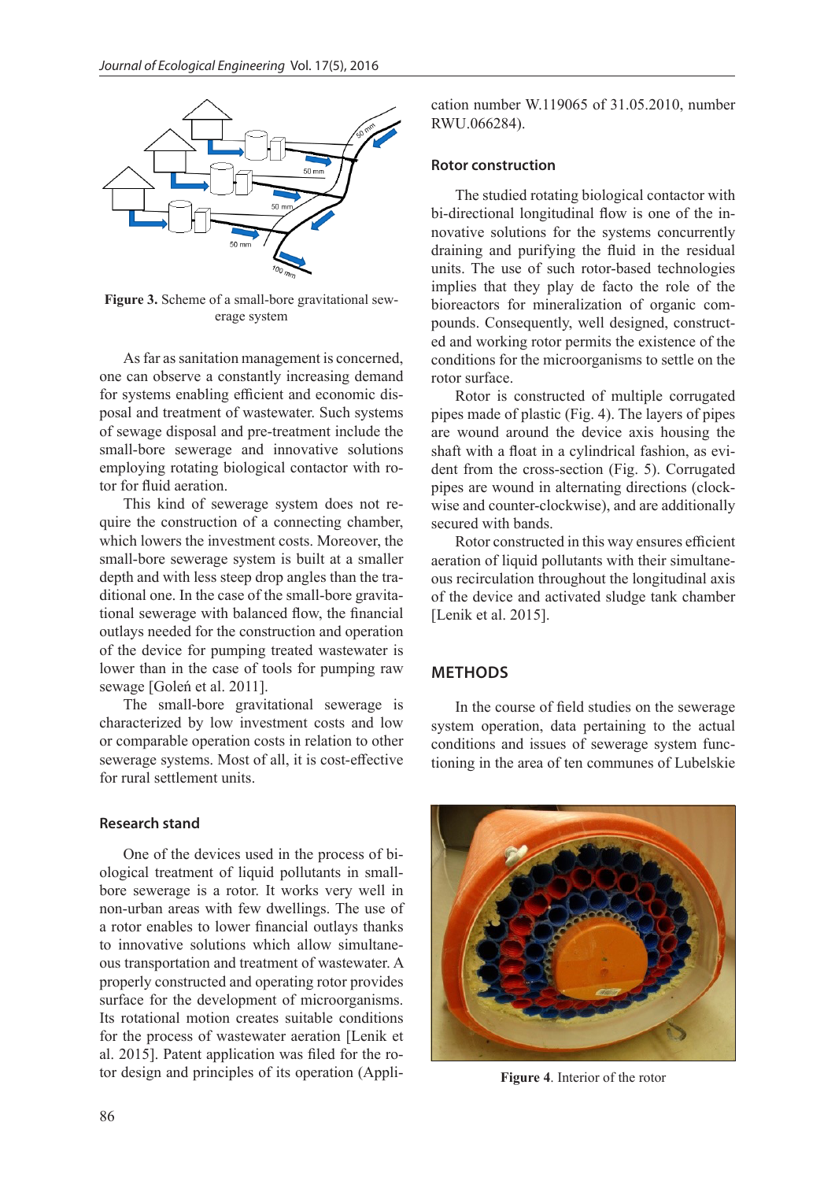50 mm

50 mm

50 mm

50 mm

100 mm

**Figure 3.** Scheme of a small-bore gravitational sewerage system

As far as sanitation management is concerned, one can observe a constantly increasing demand for systems enabling efficient and economic disposal and treatment of wastewater. Such systems of sewage disposal and pre-treatment include the small-bore sewerage and innovative solutions employing rotating biological contactor with rotor for fluid aeration.

This kind of sewerage system does not require the construction of a connecting chamber, which lowers the investment costs. Moreover, the small-bore sewerage system is built at a smaller depth and with less steep drop angles than the traditional one. In the case of the small-bore gravitational sewerage with balanced flow, the financial outlays needed for the construction and operation of the device for pumping treated wastewater is lower than in the case of tools for pumping raw sewage [Goleń et al. 2011].

The small-bore gravitational sewerage is characterized by low investment costs and low or comparable operation costs in relation to other sewerage systems. Most of all, it is cost-effective for rural settlement units.

### Research stand

One of the devices used in the process of biological treatment of liquid pollutants in small-bore sewerage is a rotor. It works very well in non-urban areas with few dwellings. The use of a rotor enables to lower financial outlays thanks to innovative solutions which allow simultaneous transportation and treatment of wastewater. A properly constructed and operating rotor provides surface for the development of microorganisms. Its rotational motion creates suitable conditions for the process of wastewater aeration [Lenik et al. 2015]. Patent application was filed for the rotor design and principles of its operation (Application number W.119065 of 31.05.2010, number RWU.066284).

### Rotor construction

The studied rotating biological contactor with bi-directional longitudinal flow is one of the innovative solutions for the systems concurrently draining and purifying the fluid in the residual units. The use of such rotor-based technologies implies that they play de facto the role of the bioreactors for mineralization of organic compounds. Consequently, well designed, constructed and working rotor permits the existence of the conditions for the microorganisms to settle on the rotor surface.

Rotor is constructed of multiple corrugated pipes made of plastic (Fig. 4). The layers of pipes are wound around the device axis housing the shaft with a float in a cylindrical fashion, as evident from the cross-section (Fig. 5). Corrugated pipes are wound in alternating directions (clockwise and counter-clockwise), and are additionally secured with bands.

Rotor constructed in this way ensures efficient aeration of liquid pollutants with their simultaneous recirculation throughout the longitudinal axis of the device and activated sludge tank chamber [Lenik et al. 2015].

## METHODS

In the course of field studies on the sewerage system operation, data pertaining to the actual conditions and issues of sewerage system functioning in the area of ten communes of Lubelskie

**Figure 4**. Interior of the rotor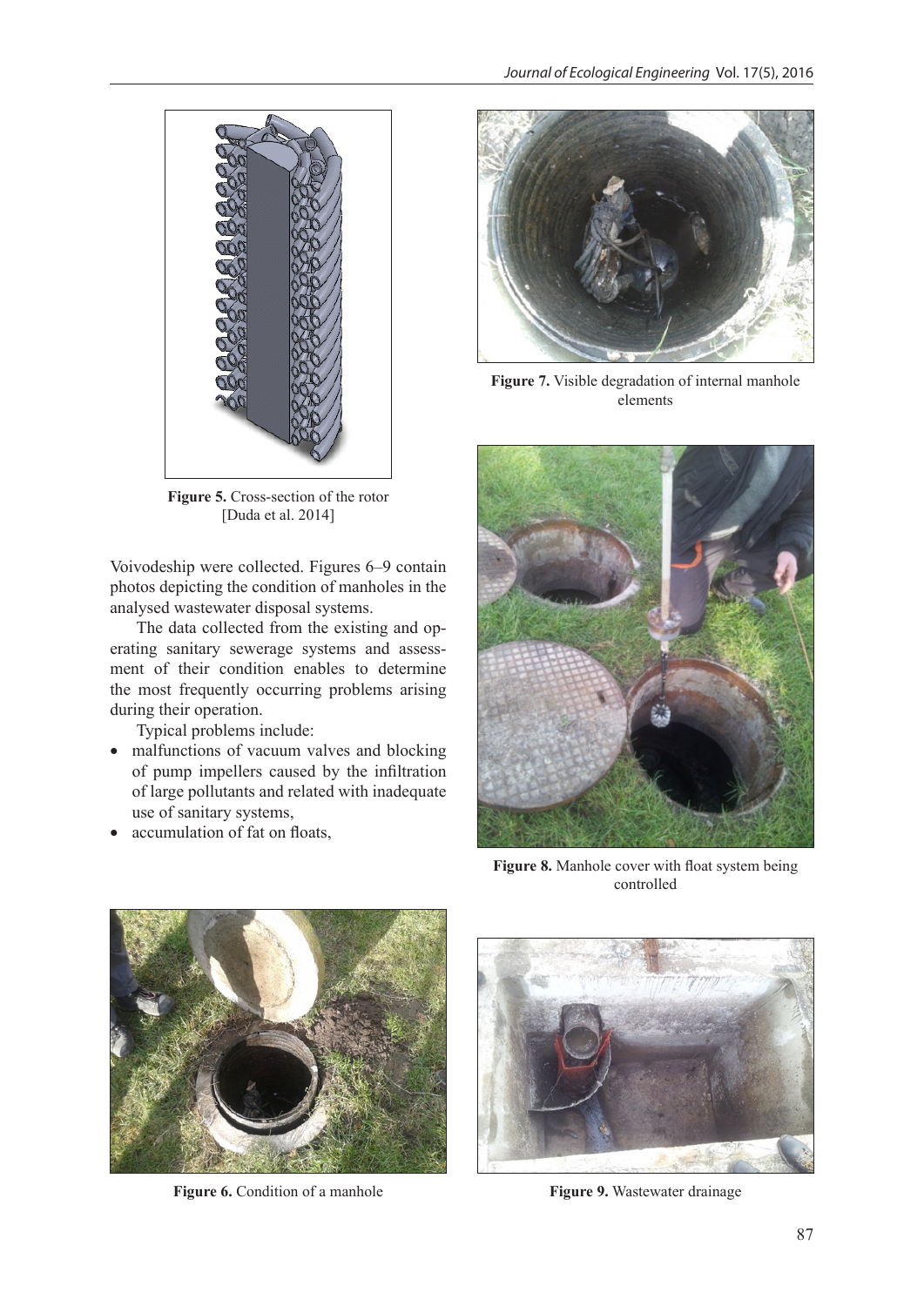Figure 5. Cross-section of the rotor [Duda et al. 2014]

Figure 7. Visible degradation of internal manhole elements

Voivodeship were collected. Figures 6–9 contain photos depicting the condition of manholes in the analysed wastewater disposal systems.

The data collected from the existing and operating sanitary sewerage systems and assessment of their condition enables to determine the most frequently occurring problems arising during their operation.

Typical problems include:

- malfunctions of vacuum valves and blocking of pump impellers caused by the infiltration of large pollutants and related with inadequate use of sanitary systems,
- accumulation of fat on floats,

Figure 8. Manhole cover with float system being controlled

Figure 6. Condition of a manhole

Figure 9. Wastewater drainage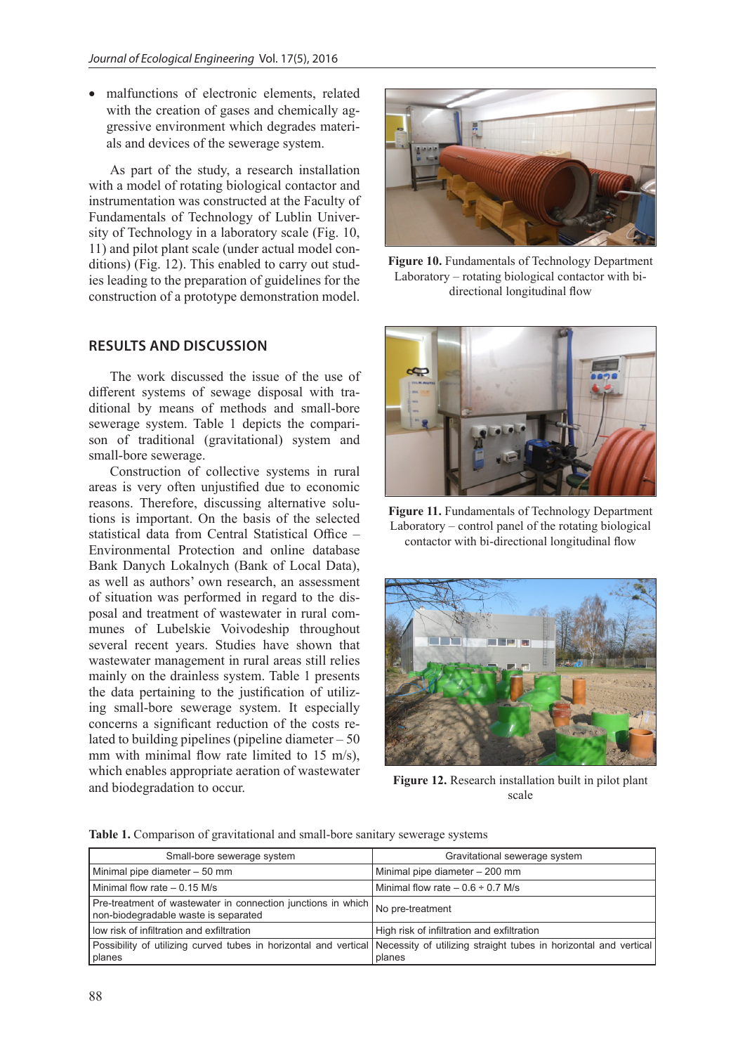- malfunctions of electronic elements, related with the creation of gases and chemically aggressive environment which degrades materials and devices of the sewerage system.

As part of the study, a research installation with a model of rotating biological contactor and instrumentation was constructed at the Faculty of Fundamentals of Technology of Lublin University of Technology in a laboratory scale (Fig. 10, 11) and pilot plant scale (under actual model conditions) (Fig. 12). This enabled to carry out studies leading to the preparation of guidelines for the construction of a prototype demonstration model.

**Figure 10.** Fundamentals of Technology Department Laboratory – rotating biological contactor with bi-directional longitudinal flow

**Figure 11.** Fundamentals of Technology Department Laboratory – control panel of the rotating biological contactor with bi-directional longitudinal flow

**Figure 12.** Research installation built in pilot plant scale

## RESULTS AND DISCUSSION

The work discussed the issue of the use of different systems of sewage disposal with traditional by means of methods and small-bore sewerage system. Table 1 depicts the comparison of traditional (gravitational) system and small-bore sewerage.

Construction of collective systems in rural areas is very often unjustified due to economic reasons. Therefore, discussing alternative solutions is important. On the basis of the selected statistical data from Central Statistical Office – Environmental Protection and online database Bank Danych Lokalnych (Bank of Local Data), as well as authors' own research, an assessment of situation was performed in regard to the disposal and treatment of wastewater in rural communes of Lubelskie Voivodeship throughout several recent years. Studies have shown that wastewater management in rural areas still relies mainly on the drainless system. Table 1 presents the data pertaining to the justification of utilizing small-bore sewerage system. It especially concerns a significant reduction of the costs related to building pipelines (pipeline diameter – 50 mm with minimal flow rate limited to 15 m/s), which enables appropriate aeration of wastewater and biodegradation to occur.

**Table 1.** Comparison of gravitational and small-bore sanitary sewerage systems

| Small-bore sewerage system | Gravitational sewerage system |
|---|---|
| Minimal pipe diameter – 50 mm | Minimal pipe diameter – 200 mm |
| Minimal flow rate – 0.15 M/s | Minimal flow rate – 0.6 ÷ 0.7 M/s |
| Pre-treatment of wastewater in connection junctions in which non-biodegradable waste is separated | No pre-treatment |
| low risk of infiltration and exfiltration | High risk of infiltration and exfiltration |
| Possibility of utilizing curved tubes in horizontal and vertical planes | Necessity of utilizing straight tubes in horizontal and vertical planes |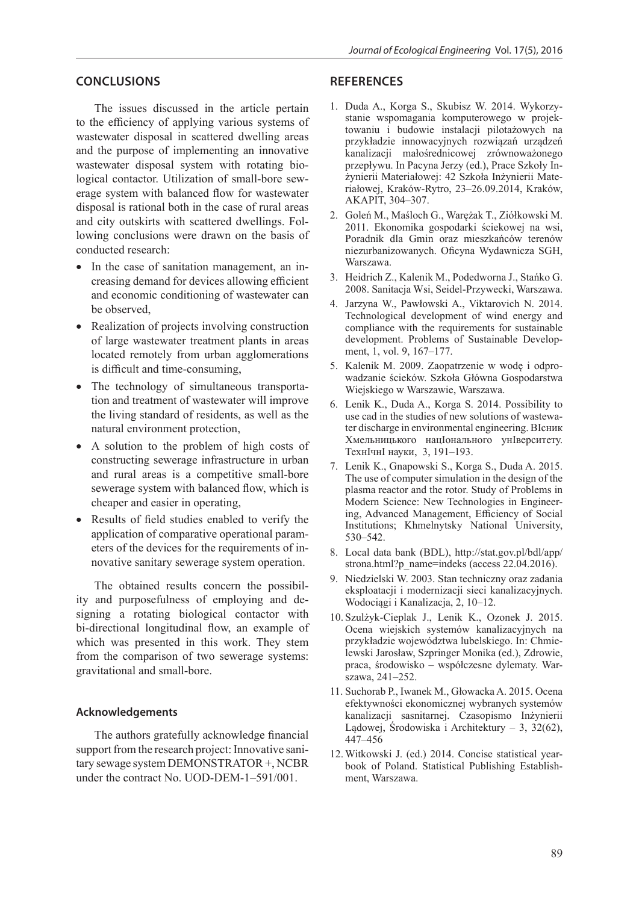## CONCLUSIONS

The issues discussed in the article pertain to the efficiency of applying various systems of wastewater disposal in scattered dwelling areas and the purpose of implementing an innovative wastewater disposal system with rotating biological contactor. Utilization of small-bore sewerage system with balanced flow for wastewater disposal is rational both in the case of rural areas and city outskirts with scattered dwellings. Following conclusions were drawn on the basis of conducted research:

- In the case of sanitation management, an increasing demand for devices allowing efficient and economic conditioning of wastewater can be observed,
- Realization of projects involving construction of large wastewater treatment plants in areas located remotely from urban agglomerations is difficult and time-consuming,
- The technology of simultaneous transportation and treatment of wastewater will improve the living standard of residents, as well as the natural environment protection,
- A solution to the problem of high costs of constructing sewerage infrastructure in urban and rural areas is a competitive small-bore sewerage system with balanced flow, which is cheaper and easier in operating,
- Results of field studies enabled to verify the application of comparative operational parameters of the devices for the requirements of innovative sanitary sewerage system operation.

The obtained results concern the possibility and purposefulness of employing and designing a rotating biological contactor with bi-directional longitudinal flow, an example of which was presented in this work. They stem from the comparison of two sewerage systems: gravitational and small-bore.

### Acknowledgements

The authors gratefully acknowledge financial support from the research project: Innovative sanitary sewage system DEMONSTRATOR +, NCBR under the contract No. UOD-DEM-1–591/001.

## REFERENCES

1. Duda A., Korga S., Skubisz W. 2014. Wykorzystanie wspomagania komputerowego w projektowaniu i budowie instalacji pilotażowych na przykładzie innowacyjnych rozwiązań urządzeń kanalizacji małośrednicowej zrównoważonego przepływu. In Pacyna Jerzy (ed.), Prace Szkoły Inżynierii Materiałowej: 42 Szkoła Inżynierii Materiałowej, Kraków-Rytro, 23–26.09.2014, Kraków, AKAPIT, 304–307.
2. Goleń M., Maśloch G., Warężak T., Ziółkowski M. 2011. Ekonomika gospodarki ściekowej na wsi, Poradnik dla Gmin oraz mieszkańców terenów niezurbanizowanych. Oficyna Wydawnicza SGH, Warszawa.
3. Heidrich Z., Kalenik M., Podedworna J., Stańko G. 2008. Sanitacja Wsi, Seidel-Przywecki, Warszawa.
4. Jarzyna W., Pawłowski A., Viktarovich N. 2014. Technological development of wind energy and compliance with the requirements for sustainable development. Problems of Sustainable Development, 1, vol. 9, 167–177.
5. Kalenik M. 2009. Zaopatrzenie w wodę i odprowadzanie ścieków. Szkoła Główna Gospodarstwa Wiejskiego w Warszawie, Warszawa.
6. Lenik K., Duda A., Korga S. 2014. Possibility to use cad in the studies of new solutions of wastewater discharge in environmental engineering. ВІсник Хмельницького нацІонального унІверситету. ТехнІчнІ науки, 3, 191–193.
7. Lenik K., Gnapowski S., Korga S., Duda A. 2015. The use of computer simulation in the design of the plasma reactor and the rotor. Study of Problems in Modern Science: New Technologies in Engineering, Advanced Management, Efficiency of Social Institutions; Khmelnytsky National University, 530–542.
8. Local data bank (BDL), http://stat.gov.pl/bdl/app/strona.html?p_name=indeks (access 22.04.2016).
9. Niedzielski W. 2003. Stan techniczny oraz zadania eksploatacji i modernizacji sieci kanalizacyjnych. Wodociągi i Kanalizacja, 2, 10–12.
10. Szulżyk-Cieplak J., Lenik K., Ozonek J. 2015. Ocena wiejskich systemów kanalizacyjnych na przykładzie województwa lubelskiego. In: Chmielewski Jarosław, Szpringer Monika (ed.), Zdrowie, praca, środowisko – współczesne dylematy. Warszawa, 241–252.
11. Suchorab P., Iwanek M., Głowacka A. 2015. Ocena efektywności ekonomicznej wybranych systemów kanalizacji sasnitarnej. Czasopismo Inżynierii Lądowej, Środowiska i Architektury – 3, 32(62), 447–456
12. Witkowski J. (ed.) 2014. Concise statistical yearbook of Poland. Statistical Publishing Establishment, Warszawa.